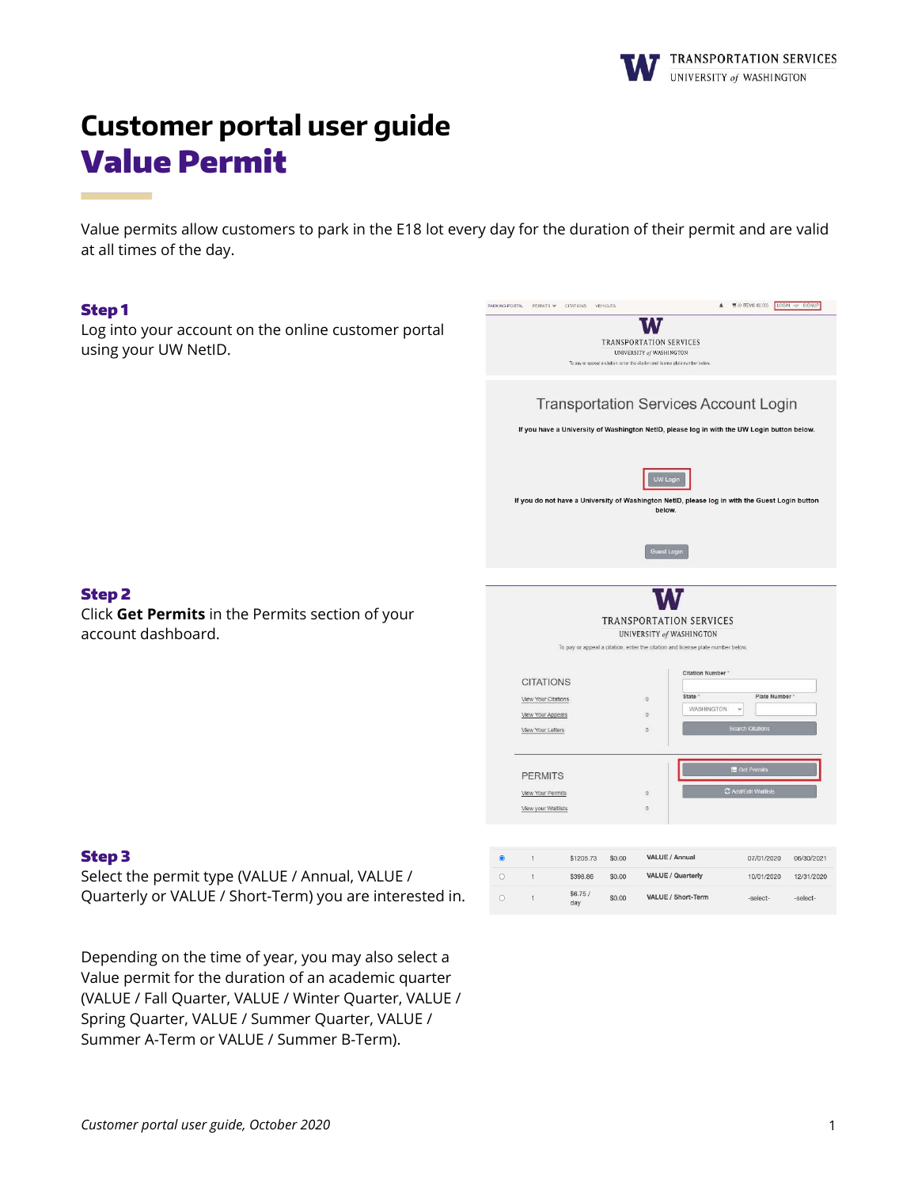# Customer portal user guide
# Value Permit

Value permits allow customers to park in the E18 lot every day for the duration of their permit and are valid at all times of the day.

### Step 1

Log into your account on the online customer portal using your UW NetID.

### Step 2

Click **Get Permits** in the Permits section of your account dashboard.

### Step 3

Select the permit type (VALUE / Annual, VALUE / Quarterly or VALUE / Short-Term) you are interested in.

Depending on the time of year, you may also select a Value permit for the duration of an academic quarter (VALUE / Fall Quarter, VALUE / Winter Quarter, VALUE / Spring Quarter, VALUE / Summer Quarter, VALUE / Summer A-Term or VALUE / Summer B-Term).

*Customer portal user guide, October 2020*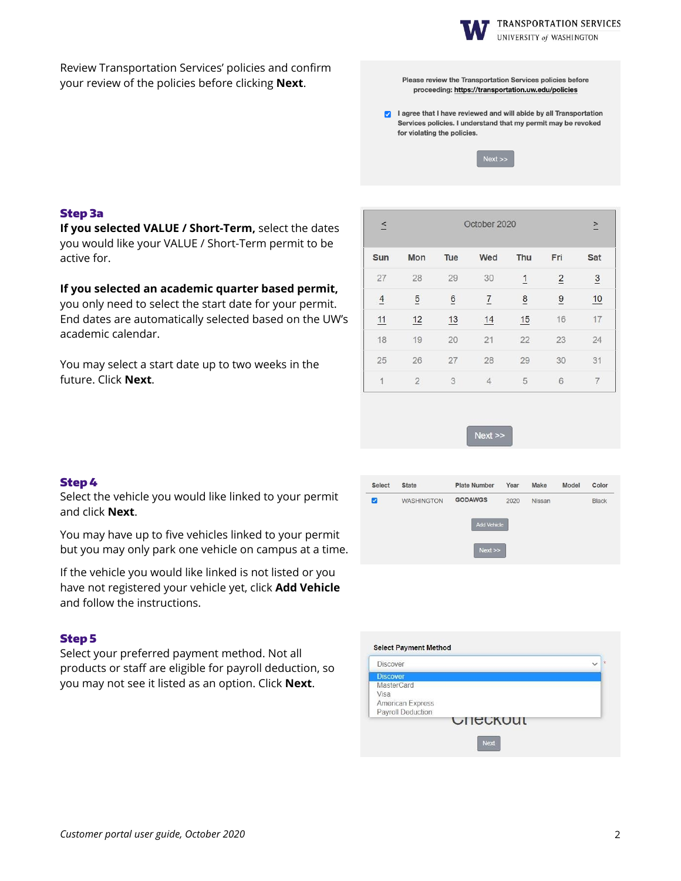Review Transportation Services' policies and confirm your review of the policies before clicking **Next**.

Please review the Transportation Services policies before proceeding: https://transportation.uw.edu/policies

☑ I agree that I have reviewed and will abide by all Transportation Services policies. I understand that my permit may be revoked for violating the policies.

Next >>

### Step 3a

**If you selected VALUE / Short-Term,** select the dates you would like your VALUE / Short-Term permit to be active for.

**If you selected an academic quarter based permit,** you only need to select the start date for your permit. End dates are automatically selected based on the UW's academic calendar.

You may select a start date up to two weeks in the future. Click **Next**.

| < | | | October 2020 | | | > |
|---|---|---|---|---|---|---|
| Sun | Mon | Tue | Wed | Thu | Fri | Sat |
| 27 | 28 | 29 | 30 | 1 | 2 | 3 |
| 4 | 5 | 6 | 7 | 8 | 9 | 10 |
| 11 | 12 | 13 | 14 | 15 | 16 | 17 |
| 18 | 19 | 20 | 21 | 22 | 23 | 24 |
| 25 | 26 | 27 | 28 | 29 | 30 | 31 |
| 1 | 2 | 3 | 4 | 5 | 6 | 7 |

Next >>

### Step 4

Select the vehicle you would like linked to your permit and click **Next**.

You may have up to five vehicles linked to your permit but you may only park one vehicle on campus at a time.

If the vehicle you would like linked is not listed or you have not registered your vehicle yet, click **Add Vehicle** and follow the instructions.

| Select | State | Plate Number | Year | Make | Model | Color |
|---|---|---|---|---|---|---|
| ☑ | WASHINGTON | GODAWGS | 2020 | Nissan | | Black |

Add Vehicle

Next >>

### Step 5

Select your preferred payment method. Not all products or staff are eligible for payroll deduction, so you may not see it listed as an option. Click **Next**.

Select Payment Method

- Discover
- MasterCard
- Visa
- American Express
- Payroll Deduction

Checkout

Next

*Customer portal user guide, October 2020*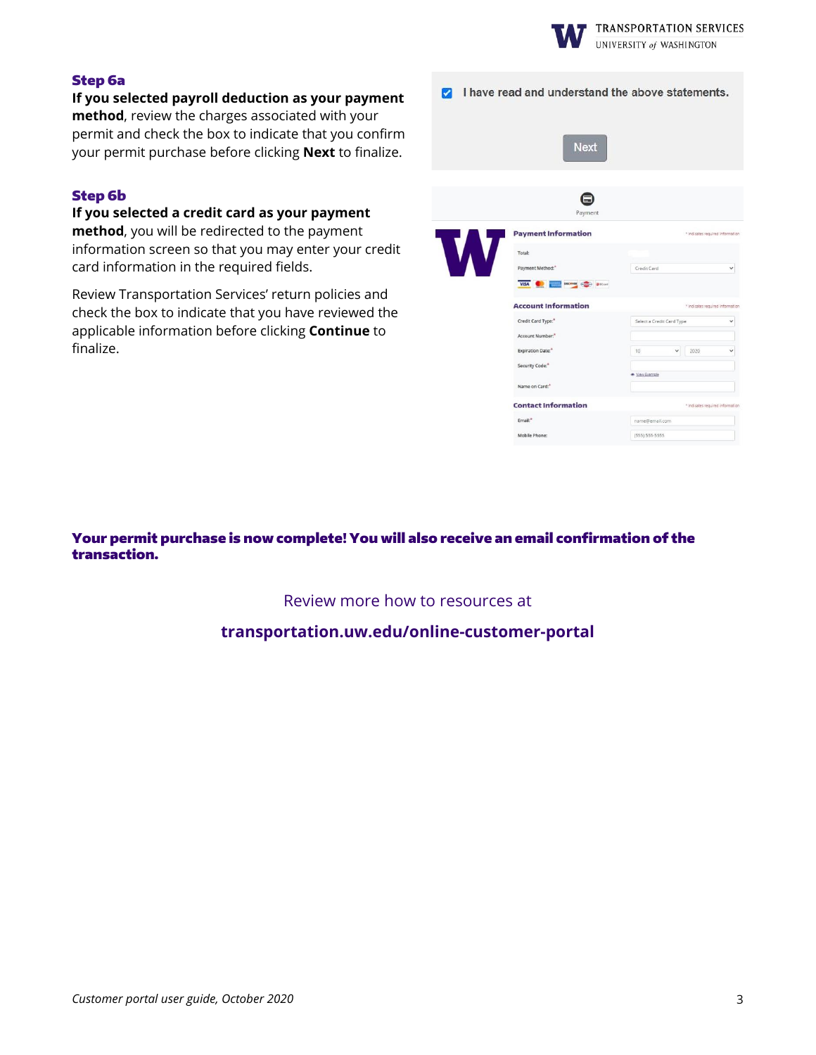### Step 6a

**If you selected payroll deduction as your payment method**, review the charges associated with your permit and check the box to indicate that you confirm your permit purchase before clicking **Next** to finalize.

### Step 6b

**If you selected a credit card as your payment method**, you will be redirected to the payment information screen so that you may enter your credit card information in the required fields.

Review Transportation Services' return policies and check the box to indicate that you have reviewed the applicable information before clicking **Continue** to finalize.

**Your permit purchase is now complete! You will also receive an email confirmation of the transaction.**

Review more how to resources at

**transportation.uw.edu/online-customer-portal**

*Customer portal user guide, October 2020*